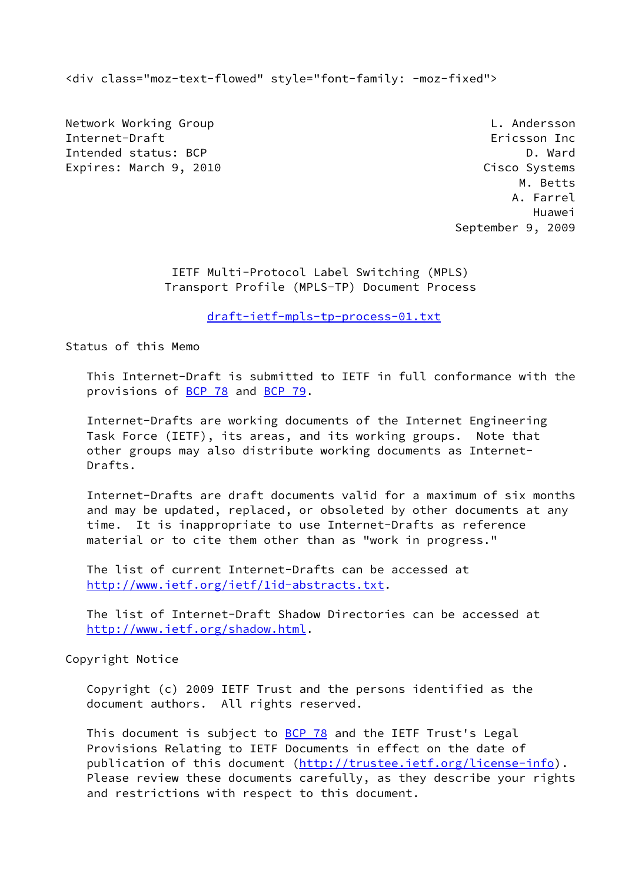<div class="moz-text-flowed" style="font-family: -moz-fixed">

Network Working Group L. Andersson
Internet-Draft Ericsson Inc
Intended status: BCP D. Ward
Expires: March 9, 2010 Cisco Systems
M. Betts
A. Farrel
Huawei
September 9, 2009

# IETF Multi-Protocol Label Switching (MPLS) Transport Profile (MPLS-TP) Document Process

draft-ietf-mpls-tp-process-01.txt

## Status of this Memo

This Internet-Draft is submitted to IETF in full conformance with the provisions of BCP 78 and BCP 79.

Internet-Drafts are working documents of the Internet Engineering Task Force (IETF), its areas, and its working groups. Note that other groups may also distribute working documents as Internet-Drafts.

Internet-Drafts are draft documents valid for a maximum of six months and may be updated, replaced, or obsoleted by other documents at any time. It is inappropriate to use Internet-Drafts as reference material or to cite them other than as "work in progress."

The list of current Internet-Drafts can be accessed at http://www.ietf.org/ietf/1id-abstracts.txt.

The list of Internet-Draft Shadow Directories can be accessed at http://www.ietf.org/shadow.html.

## Copyright Notice

Copyright (c) 2009 IETF Trust and the persons identified as the document authors. All rights reserved.

This document is subject to BCP 78 and the IETF Trust's Legal Provisions Relating to IETF Documents in effect on the date of publication of this document (http://trustee.ietf.org/license-info). Please review these documents carefully, as they describe your rights and restrictions with respect to this document.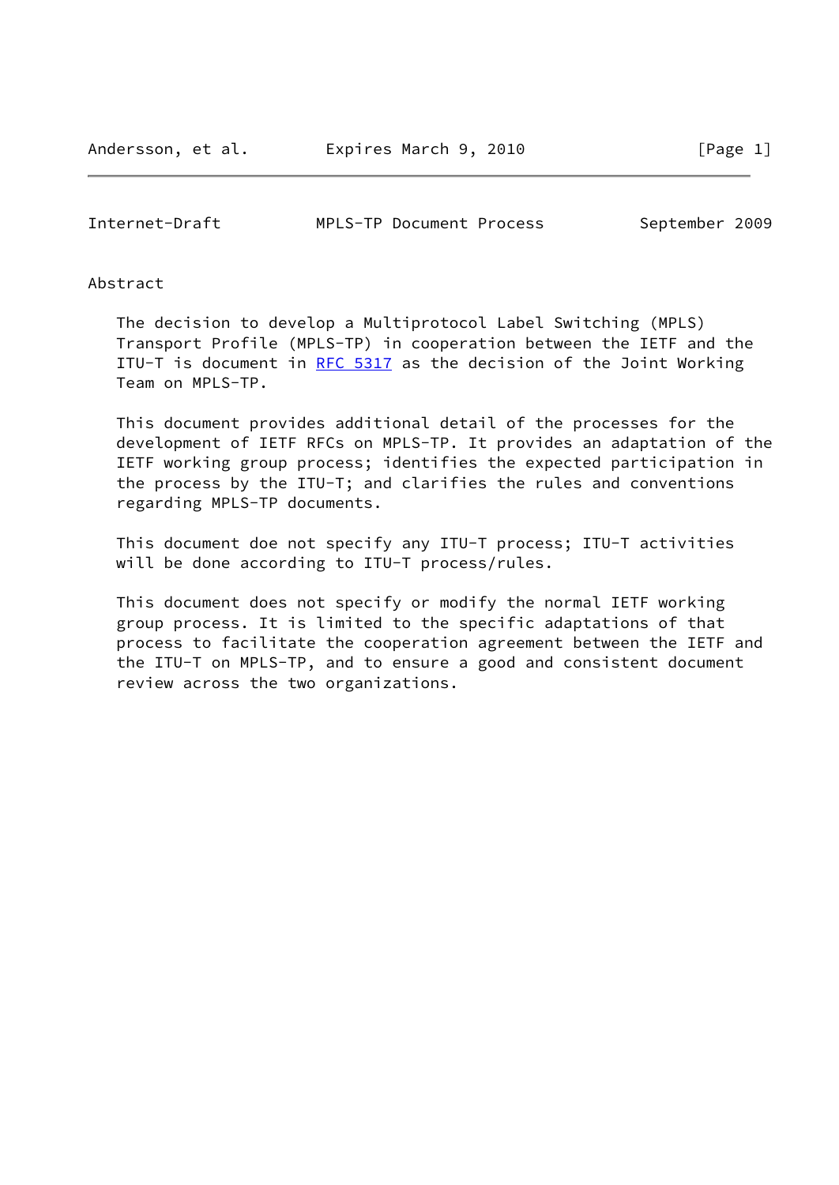## Abstract

The decision to develop a Multiprotocol Label Switching (MPLS) Transport Profile (MPLS-TP) in cooperation between the IETF and the ITU-T is document in RFC 5317 as the decision of the Joint Working Team on MPLS-TP.

This document provides additional detail of the processes for the development of IETF RFCs on MPLS-TP. It provides an adaptation of the IETF working group process; identifies the expected participation in the process by the ITU-T; and clarifies the rules and conventions regarding MPLS-TP documents.

This document doe not specify any ITU-T process; ITU-T activities will be done according to ITU-T process/rules.

This document does not specify or modify the normal IETF working group process. It is limited to the specific adaptations of that process to facilitate the cooperation agreement between the IETF and the ITU-T on MPLS-TP, and to ensure a good and consistent document review across the two organizations.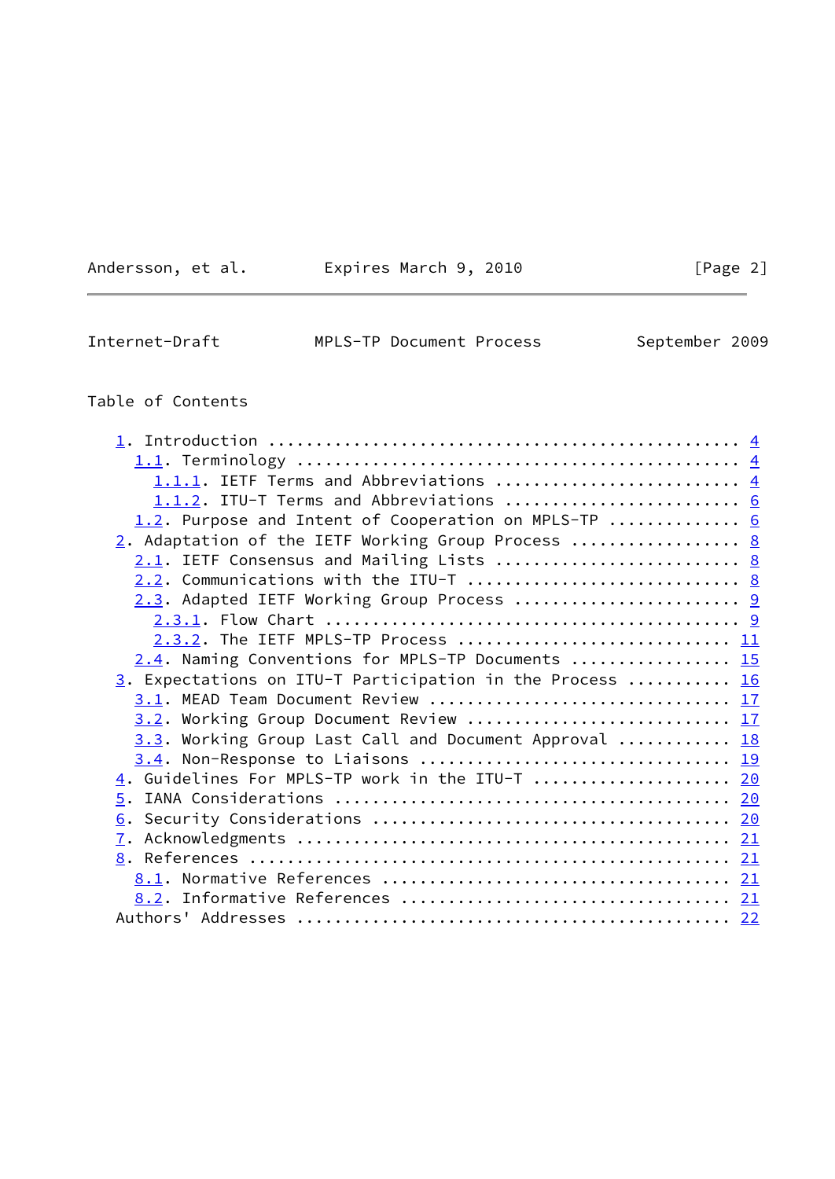Table of Contents

1. Introduction .................................................. 4
  1.1. Terminology ............................................... 4
    1.1.1. IETF Terms and Abbreviations ........................... 4
    1.1.2. ITU-T Terms and Abbreviations .......................... 6
  1.2. Purpose and Intent of Cooperation on MPLS-TP .............. 6
2. Adaptation of the IETF Working Group Process .................. 8
  2.1. IETF Consensus and Mailing Lists .......................... 8
  2.2. Communications with the ITU-T ............................. 8
  2.3. Adapted IETF Working Group Process ........................ 9
    2.3.1. Flow Chart ............................................. 9
    2.3.2. The IETF MPLS-TP Process .............................. 11
  2.4. Naming Conventions for MPLS-TP Documents ................. 15
3. Expectations on ITU-T Participation in the Process ........... 16
  3.1. MEAD Team Document Review ................................ 17
  3.2. Working Group Document Review ............................ 17
  3.3. Working Group Last Call and Document Approval ............ 18
  3.4. Non-Response to Liaisons ................................. 19
4. Guidelines For MPLS-TP work in the ITU-T ..................... 20
5. IANA Considerations .......................................... 20
6. Security Considerations ...................................... 20
7. Acknowledgments .............................................. 21
8. References ................................................... 21
  8.1. Normative References ..................................... 21
  8.2. Informative References ................................... 21
Authors' Addresses .............................................. 22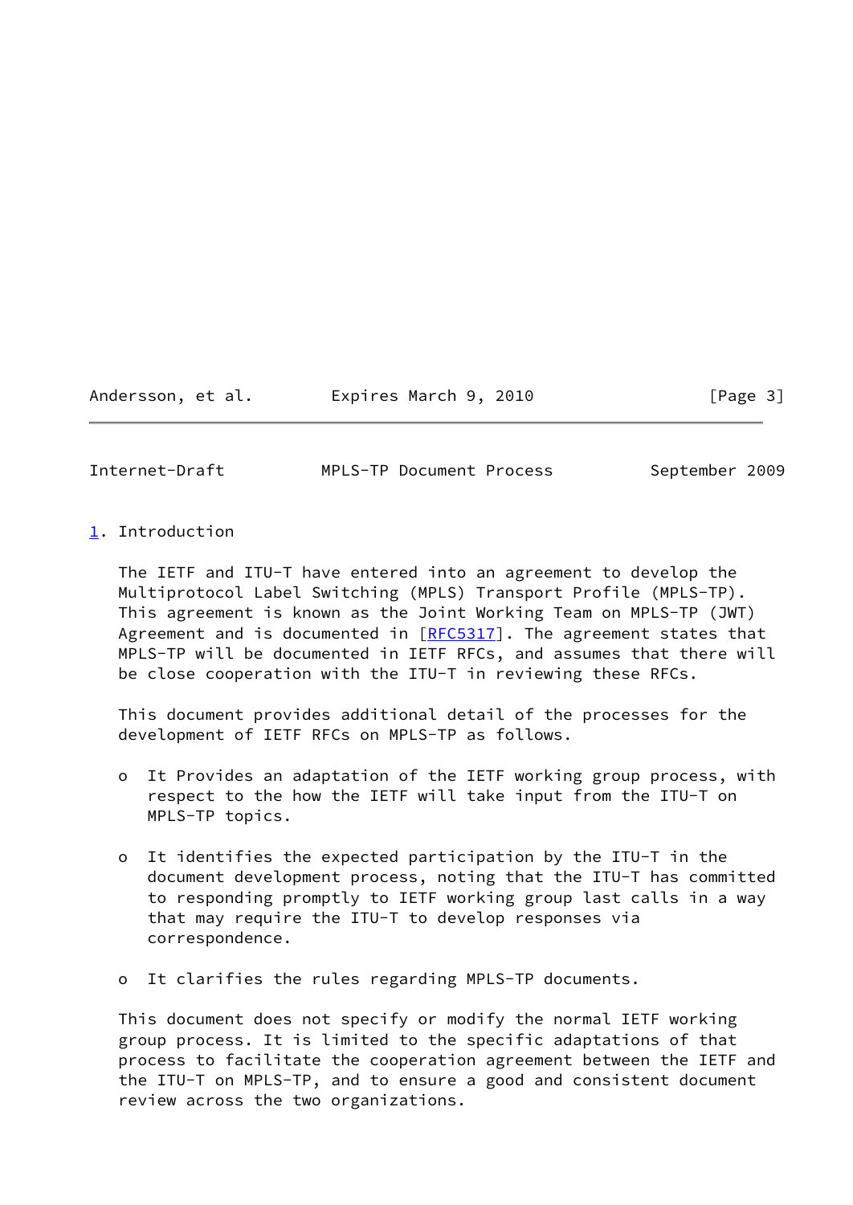## 1. Introduction

The IETF and ITU-T have entered into an agreement to develop the Multiprotocol Label Switching (MPLS) Transport Profile (MPLS-TP). This agreement is known as the Joint Working Team on MPLS-TP (JWT) Agreement and is documented in [RFC5317]. The agreement states that MPLS-TP will be documented in IETF RFCs, and assumes that there will be close cooperation with the ITU-T in reviewing these RFCs.

This document provides additional detail of the processes for the development of IETF RFCs on MPLS-TP as follows.

- It Provides an adaptation of the IETF working group process, with respect to the how the IETF will take input from the ITU-T on MPLS-TP topics.
- It identifies the expected participation by the ITU-T in the document development process, noting that the ITU-T has committed to responding promptly to IETF working group last calls in a way that may require the ITU-T to develop responses via correspondence.
- It clarifies the rules regarding MPLS-TP documents.

This document does not specify or modify the normal IETF working group process. It is limited to the specific adaptations of that process to facilitate the cooperation agreement between the IETF and the ITU-T on MPLS-TP, and to ensure a good and consistent document review across the two organizations.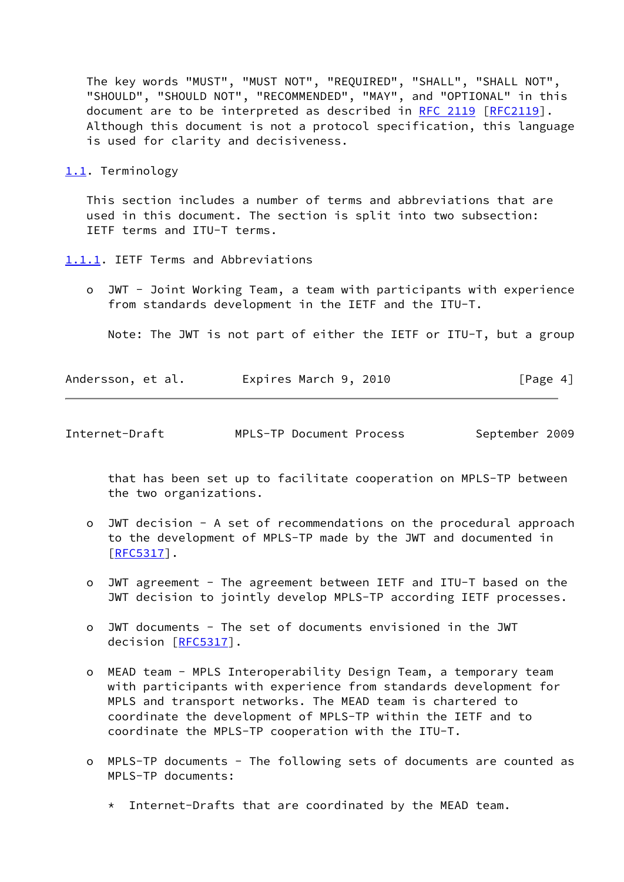The key words "MUST", "MUST NOT", "REQUIRED", "SHALL", "SHALL NOT", "SHOULD", "SHOULD NOT", "RECOMMENDED", "MAY", and "OPTIONAL" in this document are to be interpreted as described in RFC 2119 [RFC2119]. Although this document is not a protocol specification, this language is used for clarity and decisiveness.

## 1.1. Terminology

This section includes a number of terms and abbreviations that are used in this document. The section is split into two subsection: IETF terms and ITU-T terms.

### 1.1.1. IETF Terms and Abbreviations

- JWT - Joint Working Team, a team with participants with experience from standards development in the IETF and the ITU-T.

  Note: The JWT is not part of either the IETF or ITU-T, but a group that has been set up to facilitate cooperation on MPLS-TP between the two organizations.

- JWT decision - A set of recommendations on the procedural approach to the development of MPLS-TP made by the JWT and documented in [RFC5317].

- JWT agreement - The agreement between IETF and ITU-T based on the JWT decision to jointly develop MPLS-TP according IETF processes.

- JWT documents - The set of documents envisioned in the JWT decision [RFC5317].

- MEAD team - MPLS Interoperability Design Team, a temporary team with participants with experience from standards development for MPLS and transport networks. The MEAD team is chartered to coordinate the development of MPLS-TP within the IETF and to coordinate the MPLS-TP cooperation with the ITU-T.

- MPLS-TP documents - The following sets of documents are counted as MPLS-TP documents:

  * Internet-Drafts that are coordinated by the MEAD team.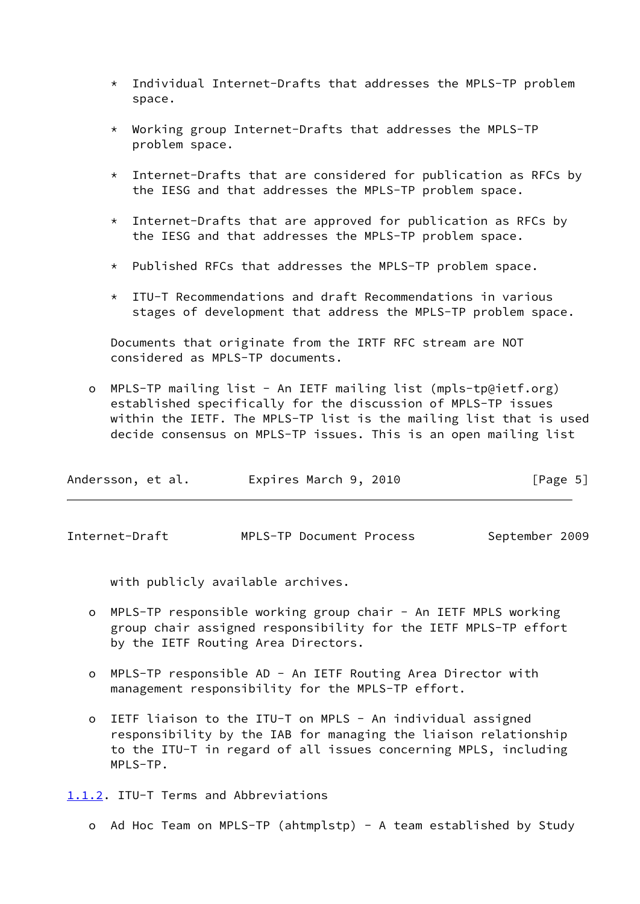* Individual Internet-Drafts that addresses the MPLS-TP problem space.

  * Working group Internet-Drafts that addresses the MPLS-TP problem space.

  * Internet-Drafts that are considered for publication as RFCs by the IESG and that addresses the MPLS-TP problem space.

  * Internet-Drafts that are approved for publication as RFCs by the IESG and that addresses the MPLS-TP problem space.

  * Published RFCs that addresses the MPLS-TP problem space.

  * ITU-T Recommendations and draft Recommendations in various stages of development that address the MPLS-TP problem space.

  Documents that originate from the IRTF RFC stream are NOT considered as MPLS-TP documents.

- MPLS-TP mailing list - An IETF mailing list (mpls-tp@ietf.org) established specifically for the discussion of MPLS-TP issues within the IETF. The MPLS-TP list is the mailing list that is used decide consensus on MPLS-TP issues. This is an open mailing list with publicly available archives.

- MPLS-TP responsible working group chair - An IETF MPLS working group chair assigned responsibility for the IETF MPLS-TP effort by the IETF Routing Area Directors.

- MPLS-TP responsible AD - An IETF Routing Area Director with management responsibility for the MPLS-TP effort.

- IETF liaison to the ITU-T on MPLS - An individual assigned responsibility by the IAB for managing the liaison relationship to the ITU-T in regard of all issues concerning MPLS, including MPLS-TP.

#### 1.1.2. ITU-T Terms and Abbreviations

- Ad Hoc Team on MPLS-TP (ahtmplstp) - A team established by Study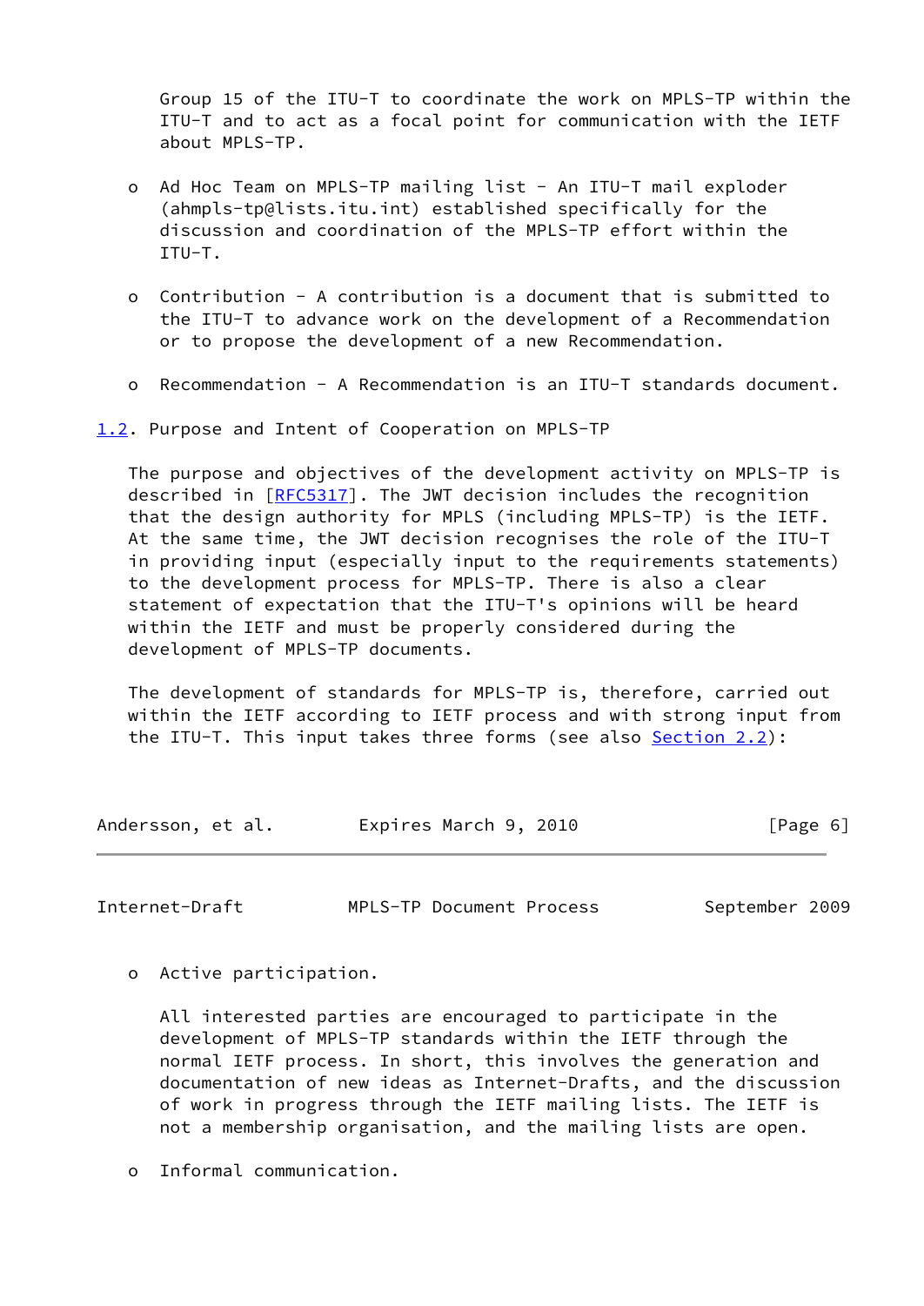Group 15 of the ITU-T to coordinate the work on MPLS-TP within the ITU-T and to act as a focal point for communication with the IETF about MPLS-TP.

- Ad Hoc Team on MPLS-TP mailing list - An ITU-T mail exploder (ahmpls-tp@lists.itu.int) established specifically for the discussion and coordination of the MPLS-TP effort within the ITU-T.

- Contribution - A contribution is a document that is submitted to the ITU-T to advance work on the development of a Recommendation or to propose the development of a new Recommendation.

- Recommendation - A Recommendation is an ITU-T standards document.

## 1.2. Purpose and Intent of Cooperation on MPLS-TP

The purpose and objectives of the development activity on MPLS-TP is described in [RFC5317]. The JWT decision includes the recognition that the design authority for MPLS (including MPLS-TP) is the IETF. At the same time, the JWT decision recognises the role of the ITU-T in providing input (especially input to the requirements statements) to the development process for MPLS-TP. There is also a clear statement of expectation that the ITU-T's opinions will be heard within the IETF and must be properly considered during the development of MPLS-TP documents.

The development of standards for MPLS-TP is, therefore, carried out within the IETF according to IETF process and with strong input from the ITU-T. This input takes three forms (see also Section 2.2):

- Active participation.

  All interested parties are encouraged to participate in the development of MPLS-TP standards within the IETF through the normal IETF process. In short, this involves the generation and documentation of new ideas as Internet-Drafts, and the discussion of work in progress through the IETF mailing lists. The IETF is not a membership organisation, and the mailing lists are open.

- Informal communication.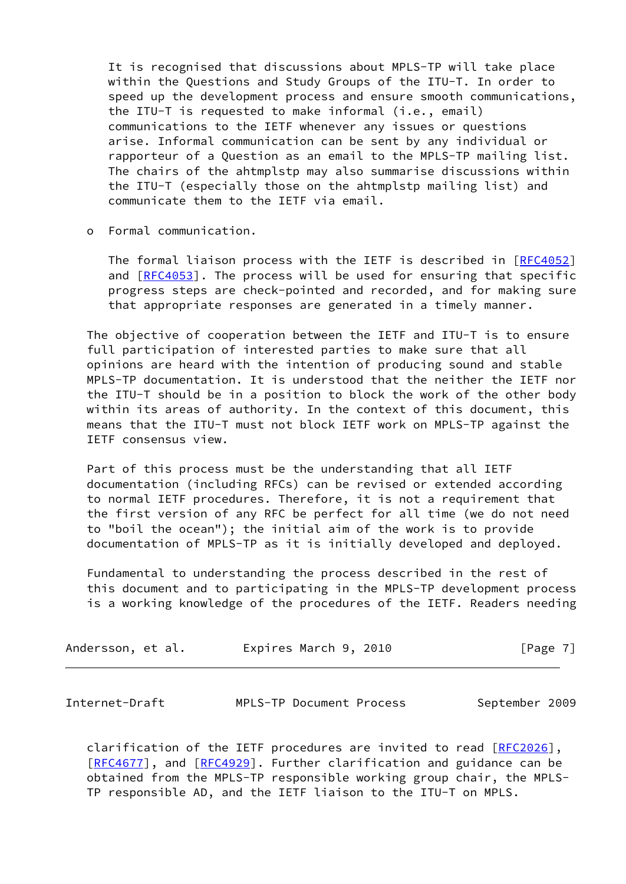It is recognised that discussions about MPLS-TP will take place within the Questions and Study Groups of the ITU-T. In order to speed up the development process and ensure smooth communications, the ITU-T is requested to make informal (i.e., email) communications to the IETF whenever any issues or questions arise. Informal communication can be sent by any individual or rapporteur of a Question as an email to the MPLS-TP mailing list. The chairs of the ahtmplstp may also summarise discussions within the ITU-T (especially those on the ahtmplstp mailing list) and communicate them to the IETF via email.

- Formal communication.

  The formal liaison process with the IETF is described in [RFC4052] and [RFC4053]. The process will be used for ensuring that specific progress steps are check-pointed and recorded, and for making sure that appropriate responses are generated in a timely manner.

The objective of cooperation between the IETF and ITU-T is to ensure full participation of interested parties to make sure that all opinions are heard with the intention of producing sound and stable MPLS-TP documentation. It is understood that the neither the IETF nor the ITU-T should be in a position to block the work of the other body within its areas of authority. In the context of this document, this means that the ITU-T must not block IETF work on MPLS-TP against the IETF consensus view.

Part of this process must be the understanding that all IETF documentation (including RFCs) can be revised or extended according to normal IETF procedures. Therefore, it is not a requirement that the first version of any RFC be perfect for all time (we do not need to "boil the ocean"); the initial aim of the work is to provide documentation of MPLS-TP as it is initially developed and deployed.

Fundamental to understanding the process described in the rest of this document and to participating in the MPLS-TP development process is a working knowledge of the procedures of the IETF. Readers needing clarification of the IETF procedures are invited to read [RFC2026], [RFC4677], and [RFC4929]. Further clarification and guidance can be obtained from the MPLS-TP responsible working group chair, the MPLS-TP responsible AD, and the IETF liaison to the ITU-T on MPLS.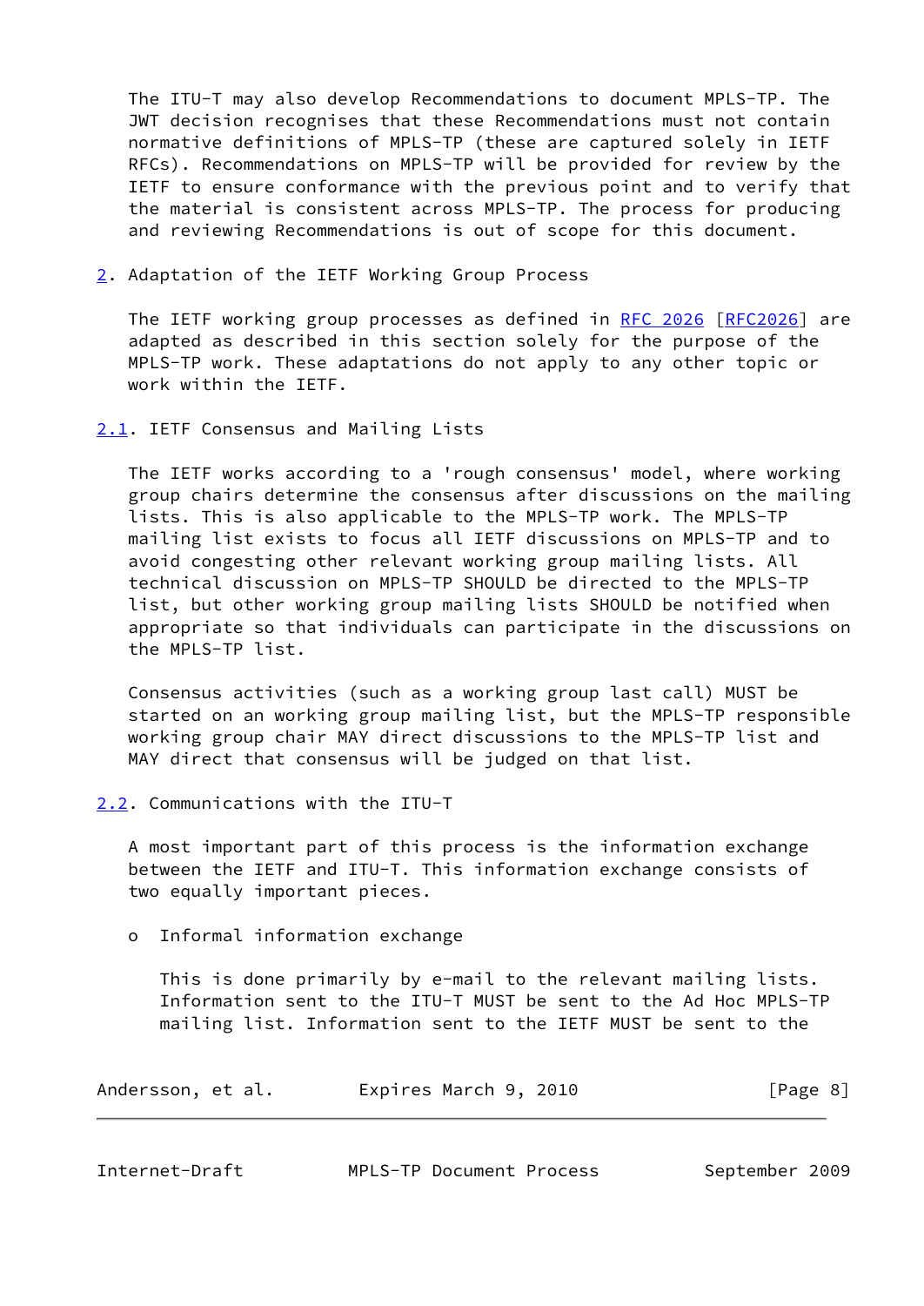The ITU-T may also develop Recommendations to document MPLS-TP. The JWT decision recognises that these Recommendations must not contain normative definitions of MPLS-TP (these are captured solely in IETF RFCs). Recommendations on MPLS-TP will be provided for review by the IETF to ensure conformance with the previous point and to verify that the material is consistent across MPLS-TP. The process for producing and reviewing Recommendations is out of scope for this document.

## 2. Adaptation of the IETF Working Group Process

The IETF working group processes as defined in RFC 2026 [RFC2026] are adapted as described in this section solely for the purpose of the MPLS-TP work. These adaptations do not apply to any other topic or work within the IETF.

### 2.1. IETF Consensus and Mailing Lists

The IETF works according to a 'rough consensus' model, where working group chairs determine the consensus after discussions on the mailing lists. This is also applicable to the MPLS-TP work. The MPLS-TP mailing list exists to focus all IETF discussions on MPLS-TP and to avoid congesting other relevant working group mailing lists. All technical discussion on MPLS-TP SHOULD be directed to the MPLS-TP list, but other working group mailing lists SHOULD be notified when appropriate so that individuals can participate in the discussions on the MPLS-TP list.

Consensus activities (such as a working group last call) MUST be started on an working group mailing list, but the MPLS-TP responsible working group chair MAY direct discussions to the MPLS-TP list and MAY direct that consensus will be judged on that list.

### 2.2. Communications with the ITU-T

A most important part of this process is the information exchange between the IETF and ITU-T. This information exchange consists of two equally important pieces.

- Informal information exchange

  This is done primarily by e-mail to the relevant mailing lists. Information sent to the ITU-T MUST be sent to the Ad Hoc MPLS-TP mailing list. Information sent to the IETF MUST be sent to the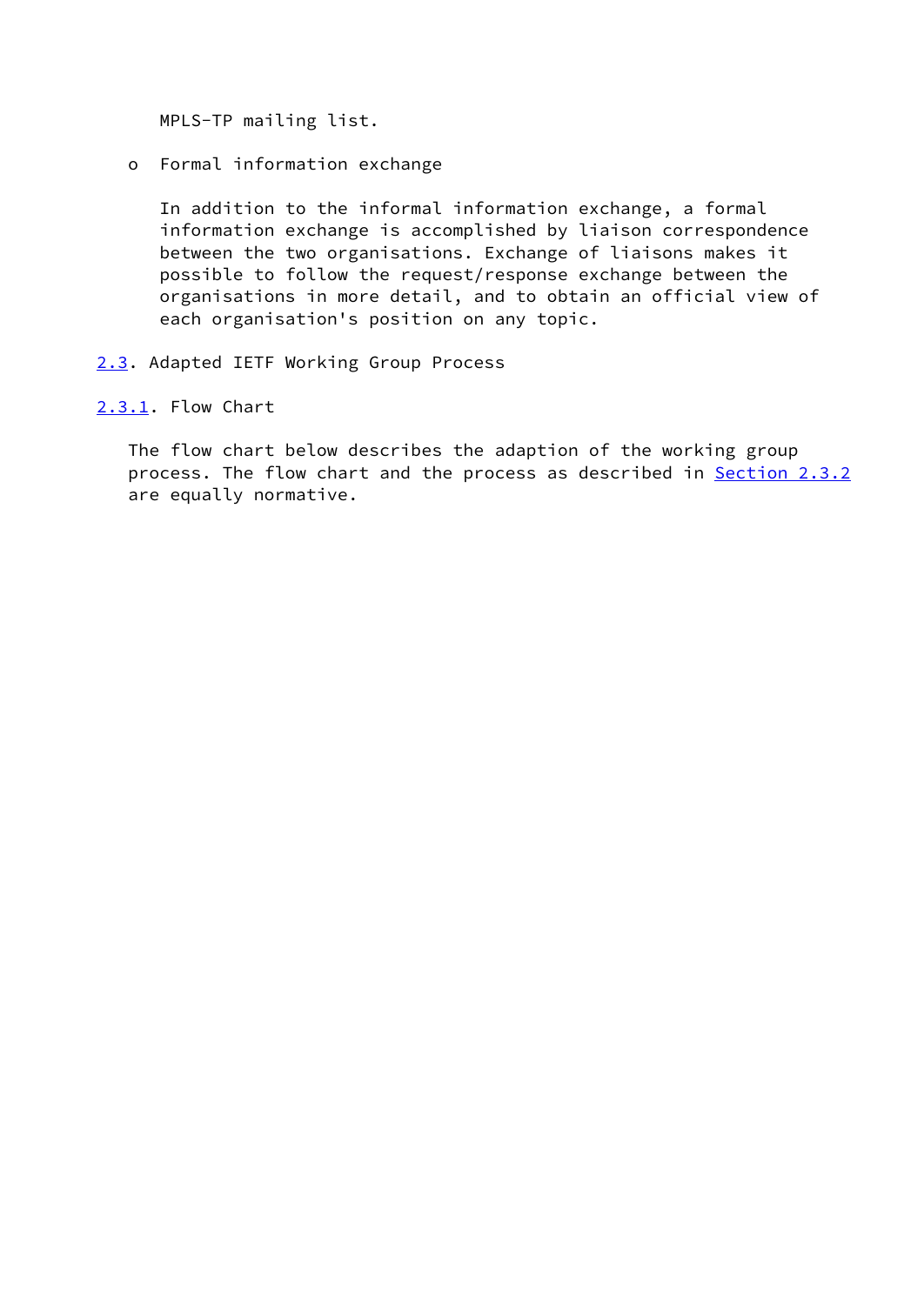MPLS-TP mailing list.

- Formal information exchange

  In addition to the informal information exchange, a formal information exchange is accomplished by liaison correspondence between the two organisations. Exchange of liaisons makes it possible to follow the request/response exchange between the organisations in more detail, and to obtain an official view of each organisation's position on any topic.

## 2.3. Adapted IETF Working Group Process

### 2.3.1. Flow Chart

The flow chart below describes the adaption of the working group process. The flow chart and the process as described in Section 2.3.2 are equally normative.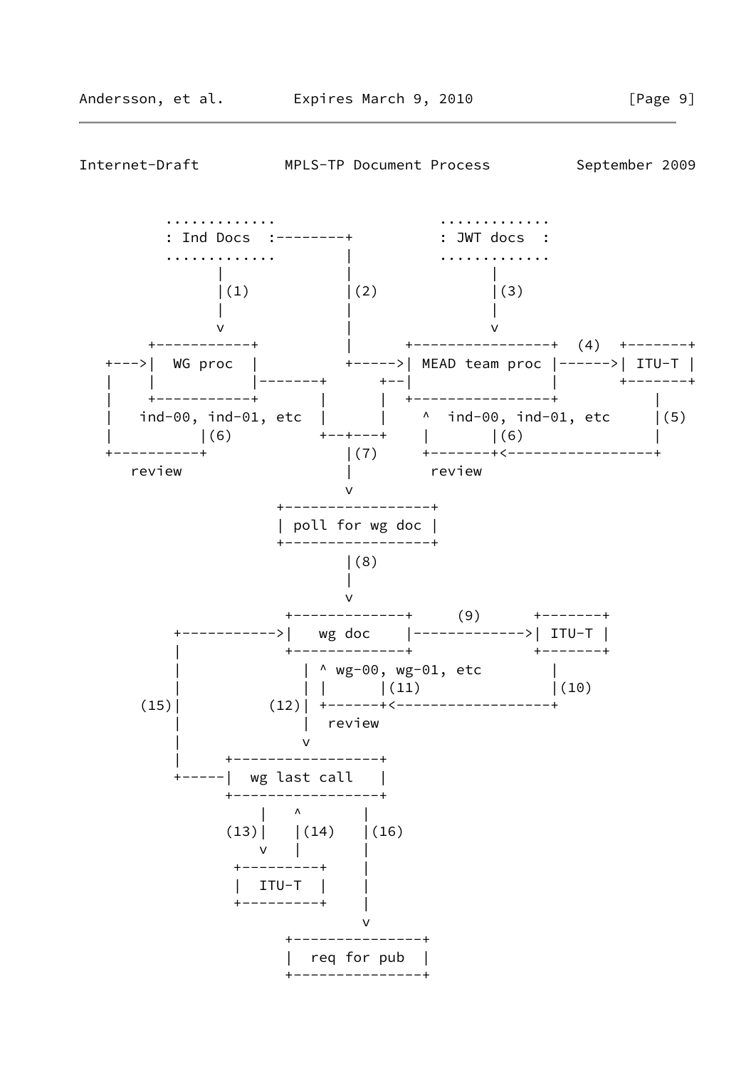```
         ............                      ............
         : Ind Docs  :--------+            : JWT docs  :
         ............         |            ............
              |               |                 |
              |(1)            |(2)              |(3)
              |               |                 |
              v               |                 v
        +-----------+         |       +----------------+  (4)  +-------+
   +--->|  WG proc  |         +------>| MEAD team proc |------>| ITU-T |
   |    |           |-------+      +--|                |       +-------+
   |    +-----------+       |      |  +----------------+           |
   |   ind-00, ind-01, etc  |      |    ^  ind-00, ind-01, etc     |(5)
   |          |(6)          +--+---+    |       |(6)               |
   +----------+                |(7)     +-------+<-----------------+
      review                   |          review
                               v
                     +-----------------+
                     | poll for wg doc |
                     +-----------------+
                               |(8)
                               |
                               v
                      +-------------+      (9)      +-------+
        +------------>|   wg doc    |-------------->| ITU-T |
        |             +-------------+               +-------+
        |                | ^ wg-00, wg-01, etc         |
        |                | |      |(11)                |(10)
   (15)|           (12)| +------+<--------------------+
        |                |  review
        |                v
        |     +-----------------+
        +-----|  wg last call   |
              +-----------------+
                  |   ^       |
             (13)|   |(14)   |(16)
                  v   |       |
              +---------+     |
              |  ITU-T  |     |
              +---------+     |
                              v
                     +---------------+
                     |  req for pub  |
                     +---------------+
```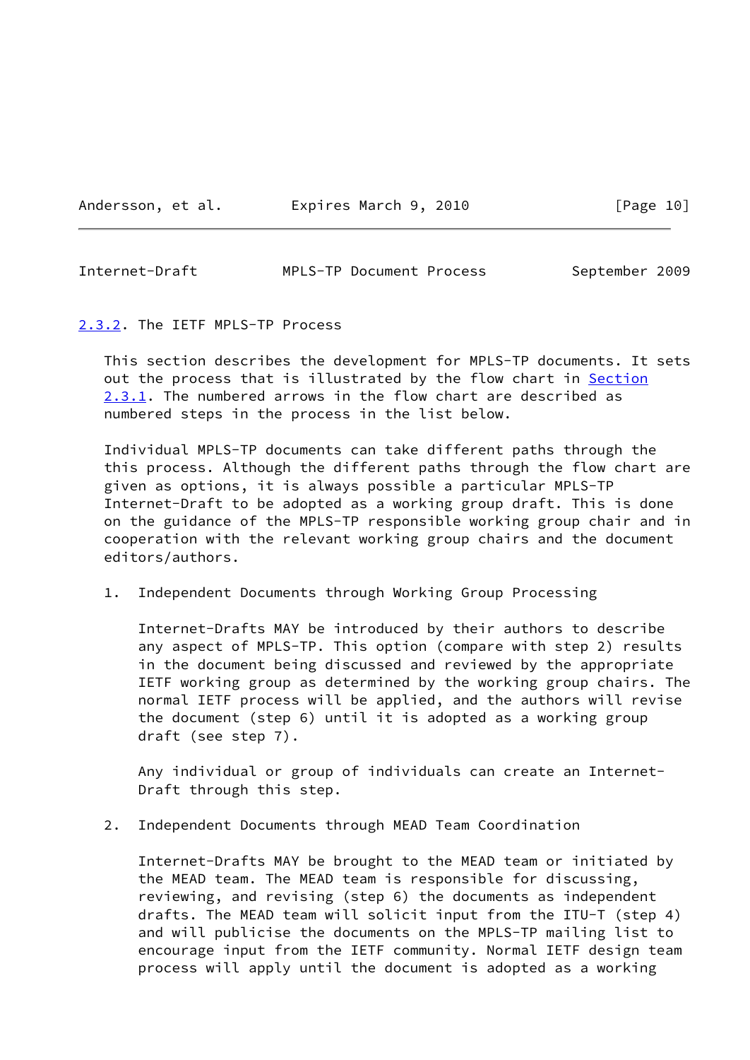### 2.3.2. The IETF MPLS-TP Process

This section describes the development for MPLS-TP documents. It sets out the process that is illustrated by the flow chart in Section 2.3.1. The numbered arrows in the flow chart are described as numbered steps in the process in the list below.

Individual MPLS-TP documents can take different paths through the this process. Although the different paths through the flow chart are given as options, it is always possible a particular MPLS-TP Internet-Draft to be adopted as a working group draft. This is done on the guidance of the MPLS-TP responsible working group chair and in cooperation with the relevant working group chairs and the document editors/authors.

1. Independent Documents through Working Group Processing

   Internet-Drafts MAY be introduced by their authors to describe any aspect of MPLS-TP. This option (compare with step 2) results in the document being discussed and reviewed by the appropriate IETF working group as determined by the working group chairs. The normal IETF process will be applied, and the authors will revise the document (step 6) until it is adopted as a working group draft (see step 7).

   Any individual or group of individuals can create an Internet-Draft through this step.

2. Independent Documents through MEAD Team Coordination

   Internet-Drafts MAY be brought to the MEAD team or initiated by the MEAD team. The MEAD team is responsible for discussing, reviewing, and revising (step 6) the documents as independent drafts. The MEAD team will solicit input from the ITU-T (step 4) and will publicise the documents on the MPLS-TP mailing list to encourage input from the IETF community. Normal IETF design team process will apply until the document is adopted as a working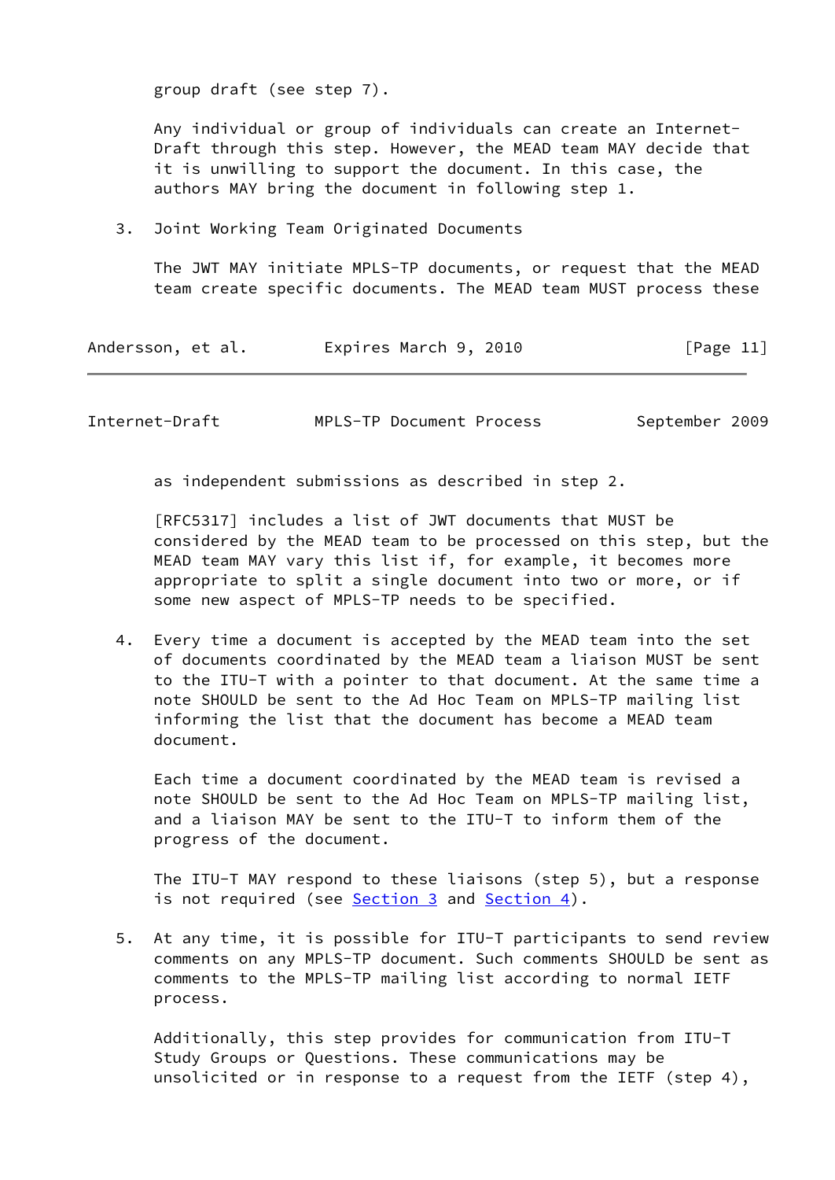group draft (see step 7).

Any individual or group of individuals can create an Internet-Draft through this step. However, the MEAD team MAY decide that it is unwilling to support the document. In this case, the authors MAY bring the document in following step 1.

3. Joint Working Team Originated Documents

   The JWT MAY initiate MPLS-TP documents, or request that the MEAD team create specific documents. The MEAD team MUST process these as independent submissions as described in step 2.

   [RFC5317] includes a list of JWT documents that MUST be considered by the MEAD team to be processed on this step, but the MEAD team MAY vary this list if, for example, it becomes more appropriate to split a single document into two or more, or if some new aspect of MPLS-TP needs to be specified.

4. Every time a document is accepted by the MEAD team into the set of documents coordinated by the MEAD team a liaison MUST be sent to the ITU-T with a pointer to that document. At the same time a note SHOULD be sent to the Ad Hoc Team on MPLS-TP mailing list informing the list that the document has become a MEAD team document.

   Each time a document coordinated by the MEAD team is revised a note SHOULD be sent to the Ad Hoc Team on MPLS-TP mailing list, and a liaison MAY be sent to the ITU-T to inform them of the progress of the document.

   The ITU-T MAY respond to these liaisons (step 5), but a response is not required (see Section 3 and Section 4).

5. At any time, it is possible for ITU-T participants to send review comments on any MPLS-TP document. Such comments SHOULD be sent as comments to the MPLS-TP mailing list according to normal IETF process.

   Additionally, this step provides for communication from ITU-T Study Groups or Questions. These communications may be unsolicited or in response to a request from the IETF (step 4),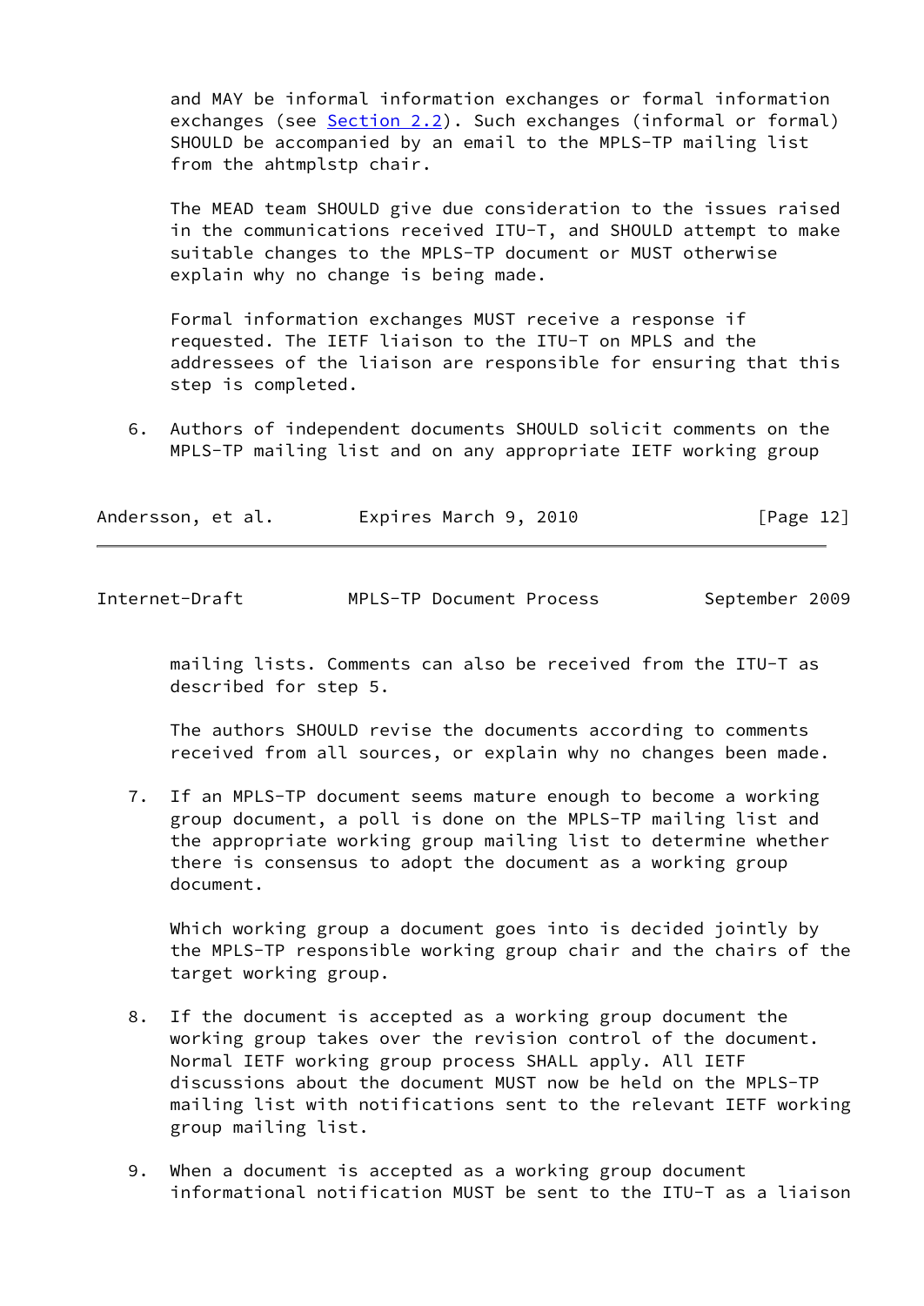and MAY be informal information exchanges or formal information exchanges (see Section 2.2). Such exchanges (informal or formal) SHOULD be accompanied by an email to the MPLS-TP mailing list from the ahtmplstp chair.

The MEAD team SHOULD give due consideration to the issues raised in the communications received ITU-T, and SHOULD attempt to make suitable changes to the MPLS-TP document or MUST otherwise explain why no change is being made.

Formal information exchanges MUST receive a response if requested. The IETF liaison to the ITU-T on MPLS and the addressees of the liaison are responsible for ensuring that this step is completed.

6. Authors of independent documents SHOULD solicit comments on the MPLS-TP mailing list and on any appropriate IETF working group mailing lists. Comments can also be received from the ITU-T as described for step 5.

   The authors SHOULD revise the documents according to comments received from all sources, or explain why no changes been made.

7. If an MPLS-TP document seems mature enough to become a working group document, a poll is done on the MPLS-TP mailing list and the appropriate working group mailing list to determine whether there is consensus to adopt the document as a working group document.

   Which working group a document goes into is decided jointly by the MPLS-TP responsible working group chair and the chairs of the target working group.

8. If the document is accepted as a working group document the working group takes over the revision control of the document. Normal IETF working group process SHALL apply. All IETF discussions about the document MUST now be held on the MPLS-TP mailing list with notifications sent to the relevant IETF working group mailing list.

9. When a document is accepted as a working group document informational notification MUST be sent to the ITU-T as a liaison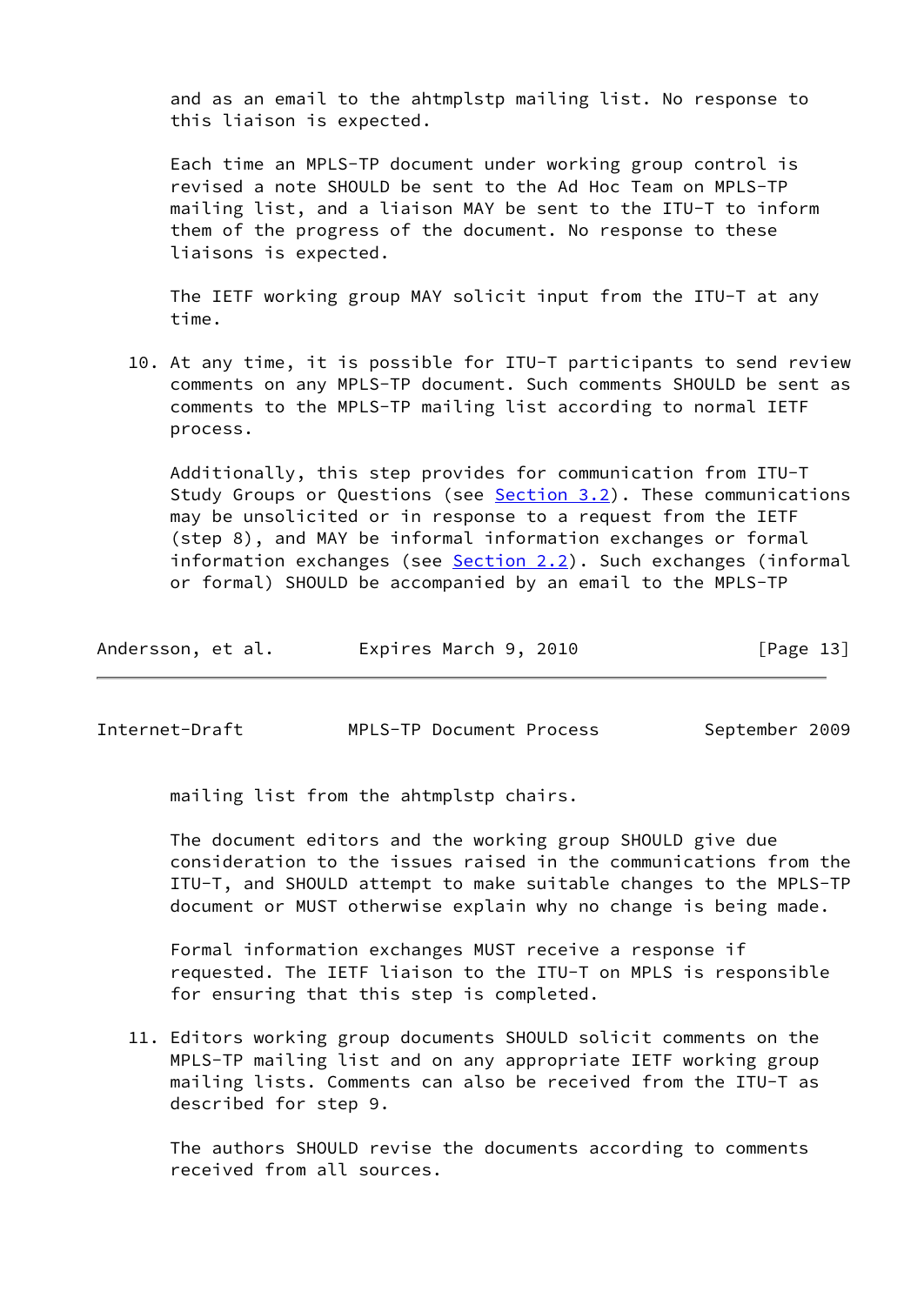and as an email to the ahtmplstp mailing list. No response to this liaison is expected.

Each time an MPLS-TP document under working group control is revised a note SHOULD be sent to the Ad Hoc Team on MPLS-TP mailing list, and a liaison MAY be sent to the ITU-T to inform them of the progress of the document. No response to these liaisons is expected.

The IETF working group MAY solicit input from the ITU-T at any time.

10. At any time, it is possible for ITU-T participants to send review comments on any MPLS-TP document. Such comments SHOULD be sent as comments to the MPLS-TP mailing list according to normal IETF process.

    Additionally, this step provides for communication from ITU-T Study Groups or Questions (see Section 3.2). These communications may be unsolicited or in response to a request from the IETF (step 8), and MAY be informal information exchanges or formal information exchanges (see Section 2.2). Such exchanges (informal or formal) SHOULD be accompanied by an email to the MPLS-TP mailing list from the ahtmplstp chairs.

    The document editors and the working group SHOULD give due consideration to the issues raised in the communications from the ITU-T, and SHOULD attempt to make suitable changes to the MPLS-TP document or MUST otherwise explain why no change is being made.

    Formal information exchanges MUST receive a response if requested. The IETF liaison to the ITU-T on MPLS is responsible for ensuring that this step is completed.

11. Editors working group documents SHOULD solicit comments on the MPLS-TP mailing list and on any appropriate IETF working group mailing lists. Comments can also be received from the ITU-T as described for step 9.

    The authors SHOULD revise the documents according to comments received from all sources.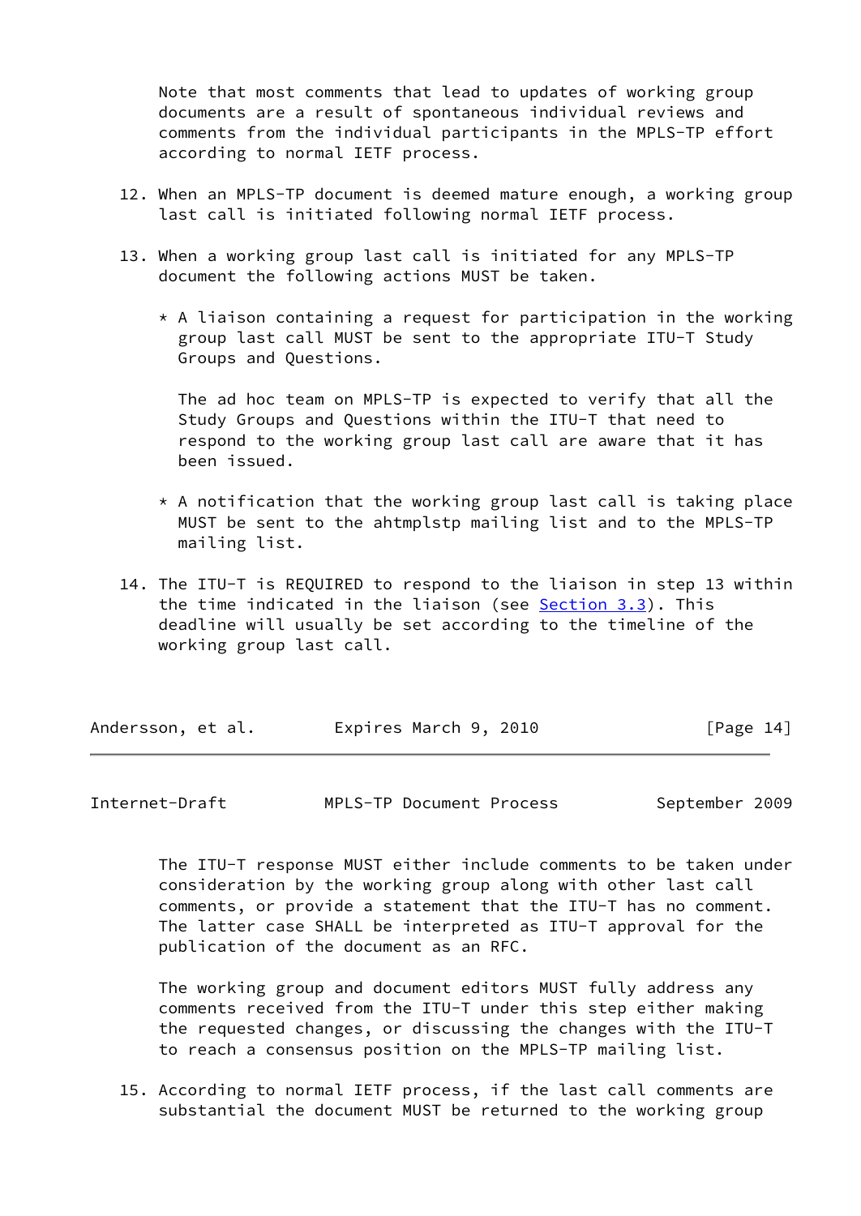Note that most comments that lead to updates of working group documents are a result of spontaneous individual reviews and comments from the individual participants in the MPLS-TP effort according to normal IETF process.

12. When an MPLS-TP document is deemed mature enough, a working group last call is initiated following normal IETF process.

13. When a working group last call is initiated for any MPLS-TP document the following actions MUST be taken.

    * A liaison containing a request for participation in the working group last call MUST be sent to the appropriate ITU-T Study Groups and Questions.

      The ad hoc team on MPLS-TP is expected to verify that all the Study Groups and Questions within the ITU-T that need to respond to the working group last call are aware that it has been issued.

    * A notification that the working group last call is taking place MUST be sent to the ahtmplstp mailing list and to the MPLS-TP mailing list.

14. The ITU-T is REQUIRED to respond to the liaison in step 13 within the time indicated in the liaison (see Section 3.3). This deadline will usually be set according to the timeline of the working group last call.

    The ITU-T response MUST either include comments to be taken under consideration by the working group along with other last call comments, or provide a statement that the ITU-T has no comment. The latter case SHALL be interpreted as ITU-T approval for the publication of the document as an RFC.

    The working group and document editors MUST fully address any comments received from the ITU-T under this step either making the requested changes, or discussing the changes with the ITU-T to reach a consensus position on the MPLS-TP mailing list.

15. According to normal IETF process, if the last call comments are substantial the document MUST be returned to the working group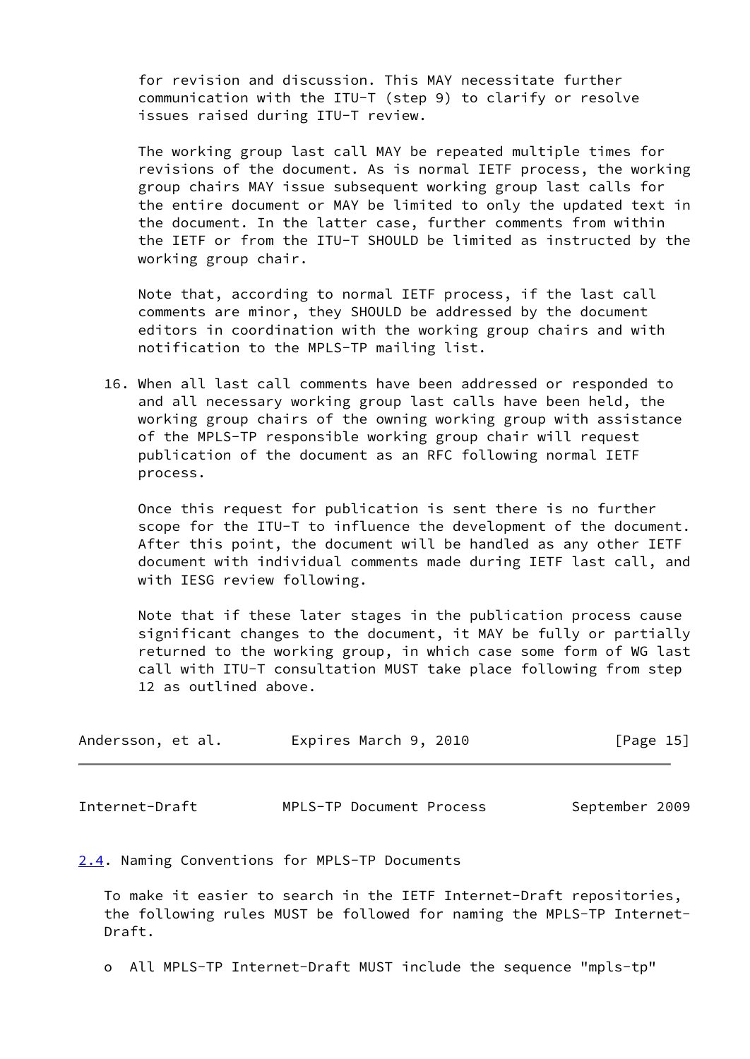for revision and discussion. This MAY necessitate further communication with the ITU-T (step 9) to clarify or resolve issues raised during ITU-T review.

The working group last call MAY be repeated multiple times for revisions of the document. As is normal IETF process, the working group chairs MAY issue subsequent working group last calls for the entire document or MAY be limited to only the updated text in the document. In the latter case, further comments from within the IETF or from the ITU-T SHOULD be limited as instructed by the working group chair.

Note that, according to normal IETF process, if the last call comments are minor, they SHOULD be addressed by the document editors in coordination with the working group chairs and with notification to the MPLS-TP mailing list.

16. When all last call comments have been addressed or responded to and all necessary working group last calls have been held, the working group chairs of the owning working group with assistance of the MPLS-TP responsible working group chair will request publication of the document as an RFC following normal IETF process.

    Once this request for publication is sent there is no further scope for the ITU-T to influence the development of the document. After this point, the document will be handled as any other IETF document with individual comments made during IETF last call, and with IESG review following.

    Note that if these later stages in the publication process cause significant changes to the document, it MAY be fully or partially returned to the working group, in which case some form of WG last call with ITU-T consultation MUST take place following from step 12 as outlined above.

## 2.4. Naming Conventions for MPLS-TP Documents

To make it easier to search in the IETF Internet-Draft repositories, the following rules MUST be followed for naming the MPLS-TP Internet-Draft.

- All MPLS-TP Internet-Draft MUST include the sequence "mpls-tp"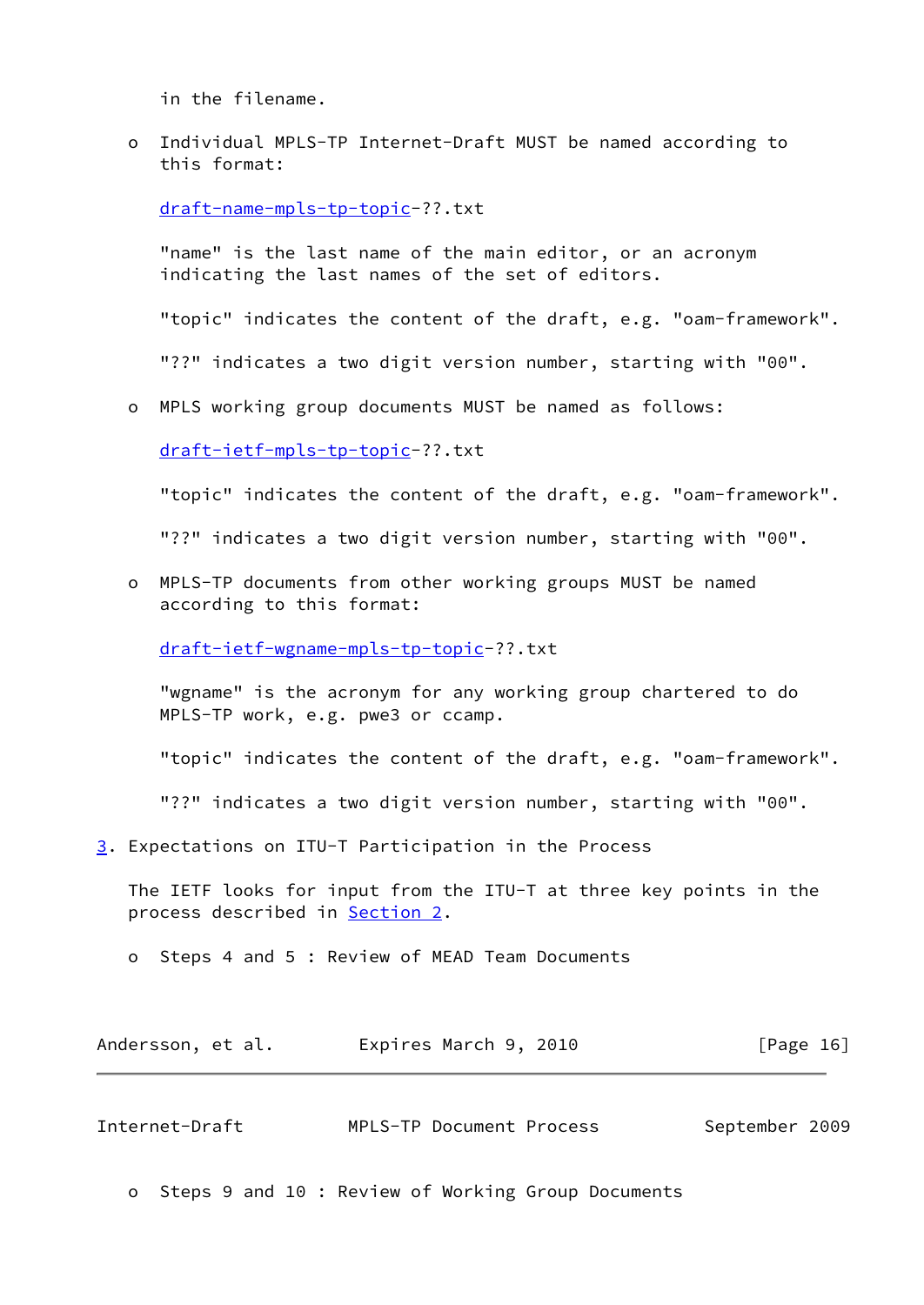in the filename.

- Individual MPLS-TP Internet-Draft MUST be named according to this format:

  draft-name-mpls-tp-topic-??.txt

  "name" is the last name of the main editor, or an acronym indicating the last names of the set of editors.

  "topic" indicates the content of the draft, e.g. "oam-framework".

  "??" indicates a two digit version number, starting with "00".

- MPLS working group documents MUST be named as follows:

  draft-ietf-mpls-tp-topic-??.txt

  "topic" indicates the content of the draft, e.g. "oam-framework".

  "??" indicates a two digit version number, starting with "00".

- MPLS-TP documents from other working groups MUST be named according to this format:

  draft-ietf-wgname-mpls-tp-topic-??.txt

  "wgname" is the acronym for any working group chartered to do MPLS-TP work, e.g. pwe3 or ccamp.

  "topic" indicates the content of the draft, e.g. "oam-framework".

  "??" indicates a two digit version number, starting with "00".

## 3. Expectations on ITU-T Participation in the Process

The IETF looks for input from the ITU-T at three key points in the process described in Section 2.

- Steps 4 and 5 : Review of MEAD Team Documents

- Steps 9 and 10 : Review of Working Group Documents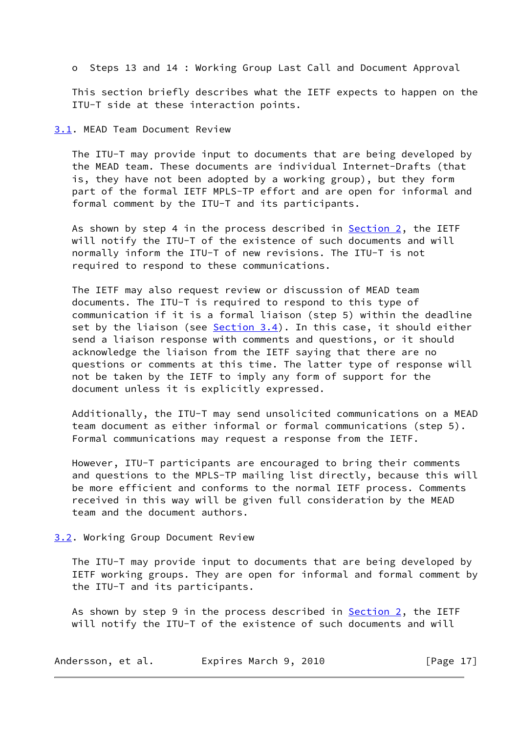- Steps 13 and 14 : Working Group Last Call and Document Approval

This section briefly describes what the IETF expects to happen on the ITU-T side at these interaction points.

### 3.1. MEAD Team Document Review

The ITU-T may provide input to documents that are being developed by the MEAD team. These documents are individual Internet-Drafts (that is, they have not been adopted by a working group), but they form part of the formal IETF MPLS-TP effort and are open for informal and formal comment by the ITU-T and its participants.

As shown by step 4 in the process described in Section 2, the IETF will notify the ITU-T of the existence of such documents and will normally inform the ITU-T of new revisions. The ITU-T is not required to respond to these communications.

The IETF may also request review or discussion of MEAD team documents. The ITU-T is required to respond to this type of communication if it is a formal liaison (step 5) within the deadline set by the liaison (see Section 3.4). In this case, it should either send a liaison response with comments and questions, or it should acknowledge the liaison from the IETF saying that there are no questions or comments at this time. The latter type of response will not be taken by the IETF to imply any form of support for the document unless it is explicitly expressed.

Additionally, the ITU-T may send unsolicited communications on a MEAD team document as either informal or formal communications (step 5). Formal communications may request a response from the IETF.

However, ITU-T participants are encouraged to bring their comments and questions to the MPLS-TP mailing list directly, because this will be more efficient and conforms to the normal IETF process. Comments received in this way will be given full consideration by the MEAD team and the document authors.

### 3.2. Working Group Document Review

The ITU-T may provide input to documents that are being developed by IETF working groups. They are open for informal and formal comment by the ITU-T and its participants.

As shown by step 9 in the process described in Section 2, the IETF will notify the ITU-T of the existence of such documents and will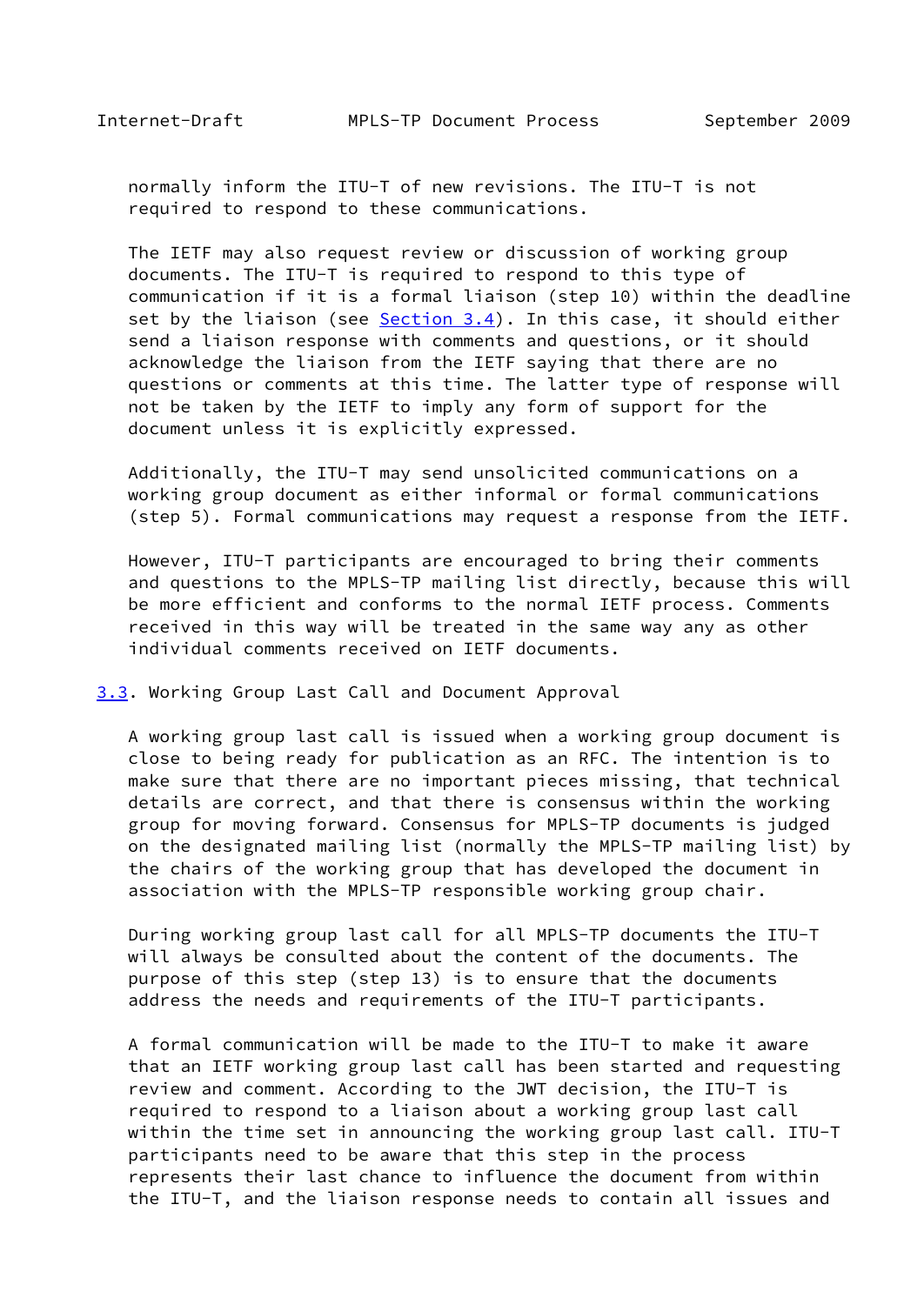normally inform the ITU-T of new revisions. The ITU-T is not required to respond to these communications.

The IETF may also request review or discussion of working group documents. The ITU-T is required to respond to this type of communication if it is a formal liaison (step 10) within the deadline set by the liaison (see Section 3.4). In this case, it should either send a liaison response with comments and questions, or it should acknowledge the liaison from the IETF saying that there are no questions or comments at this time. The latter type of response will not be taken by the IETF to imply any form of support for the document unless it is explicitly expressed.

Additionally, the ITU-T may send unsolicited communications on a working group document as either informal or formal communications (step 5). Formal communications may request a response from the IETF.

However, ITU-T participants are encouraged to bring their comments and questions to the MPLS-TP mailing list directly, because this will be more efficient and conforms to the normal IETF process. Comments received in this way will be treated in the same way any as other individual comments received on IETF documents.

### 3.3. Working Group Last Call and Document Approval

A working group last call is issued when a working group document is close to being ready for publication as an RFC. The intention is to make sure that there are no important pieces missing, that technical details are correct, and that there is consensus within the working group for moving forward. Consensus for MPLS-TP documents is judged on the designated mailing list (normally the MPLS-TP mailing list) by the chairs of the working group that has developed the document in association with the MPLS-TP responsible working group chair.

During working group last call for all MPLS-TP documents the ITU-T will always be consulted about the content of the documents. The purpose of this step (step 13) is to ensure that the documents address the needs and requirements of the ITU-T participants.

A formal communication will be made to the ITU-T to make it aware that an IETF working group last call has been started and requesting review and comment. According to the JWT decision, the ITU-T is required to respond to a liaison about a working group last call within the time set in announcing the working group last call. ITU-T participants need to be aware that this step in the process represents their last chance to influence the document from within the ITU-T, and the liaison response needs to contain all issues and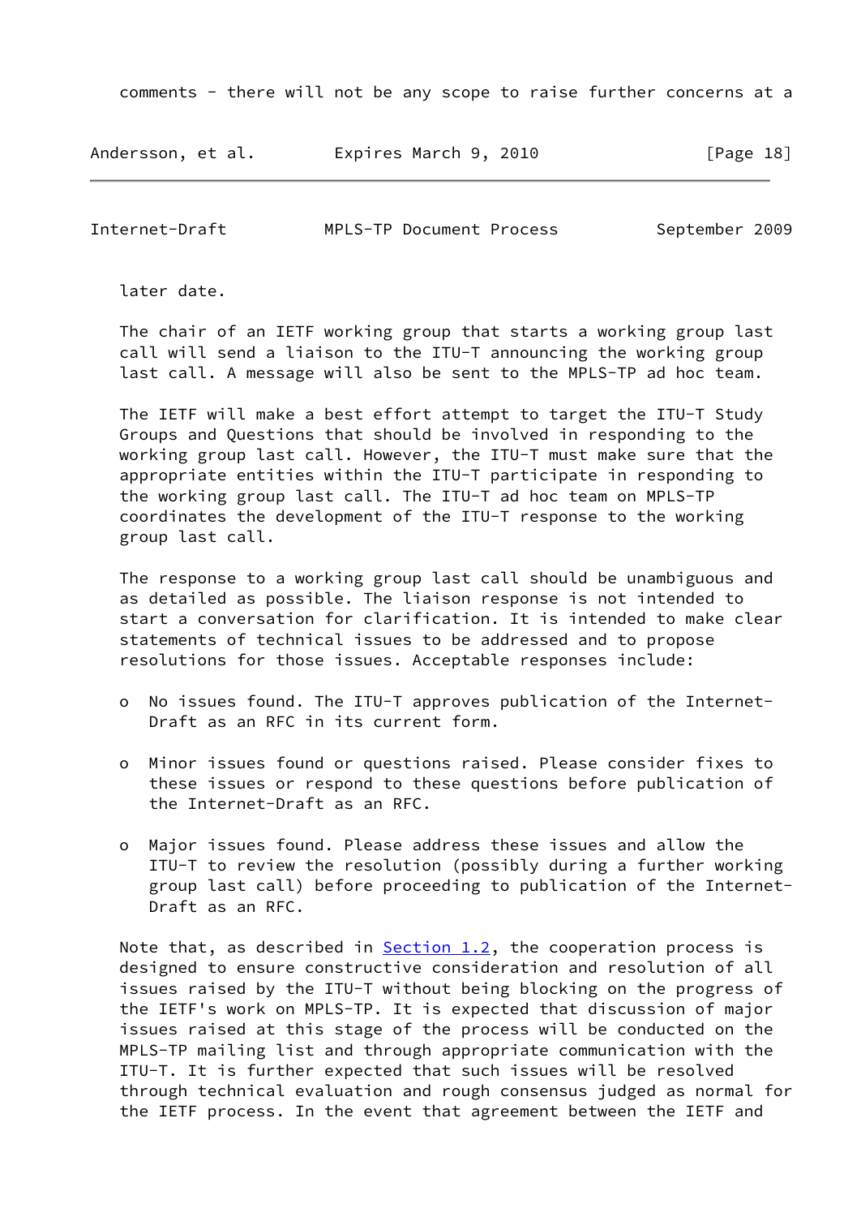comments - there will not be any scope to raise further concerns at a later date.

The chair of an IETF working group that starts a working group last call will send a liaison to the ITU-T announcing the working group last call. A message will also be sent to the MPLS-TP ad hoc team.

The IETF will make a best effort attempt to target the ITU-T Study Groups and Questions that should be involved in responding to the working group last call. However, the ITU-T must make sure that the appropriate entities within the ITU-T participate in responding to the working group last call. The ITU-T ad hoc team on MPLS-TP coordinates the development of the ITU-T response to the working group last call.

The response to a working group last call should be unambiguous and as detailed as possible. The liaison response is not intended to start a conversation for clarification. It is intended to make clear statements of technical issues to be addressed and to propose resolutions for those issues. Acceptable responses include:

- No issues found. The ITU-T approves publication of the Internet-Draft as an RFC in its current form.

- Minor issues found or questions raised. Please consider fixes to these issues or respond to these questions before publication of the Internet-Draft as an RFC.

- Major issues found. Please address these issues and allow the ITU-T to review the resolution (possibly during a further working group last call) before proceeding to publication of the Internet-Draft as an RFC.

Note that, as described in Section 1.2, the cooperation process is designed to ensure constructive consideration and resolution of all issues raised by the ITU-T without being blocking on the progress of the IETF's work on MPLS-TP. It is expected that discussion of major issues raised at this stage of the process will be conducted on the MPLS-TP mailing list and through appropriate communication with the ITU-T. It is further expected that such issues will be resolved through technical evaluation and rough consensus judged as normal for the IETF process. In the event that agreement between the IETF and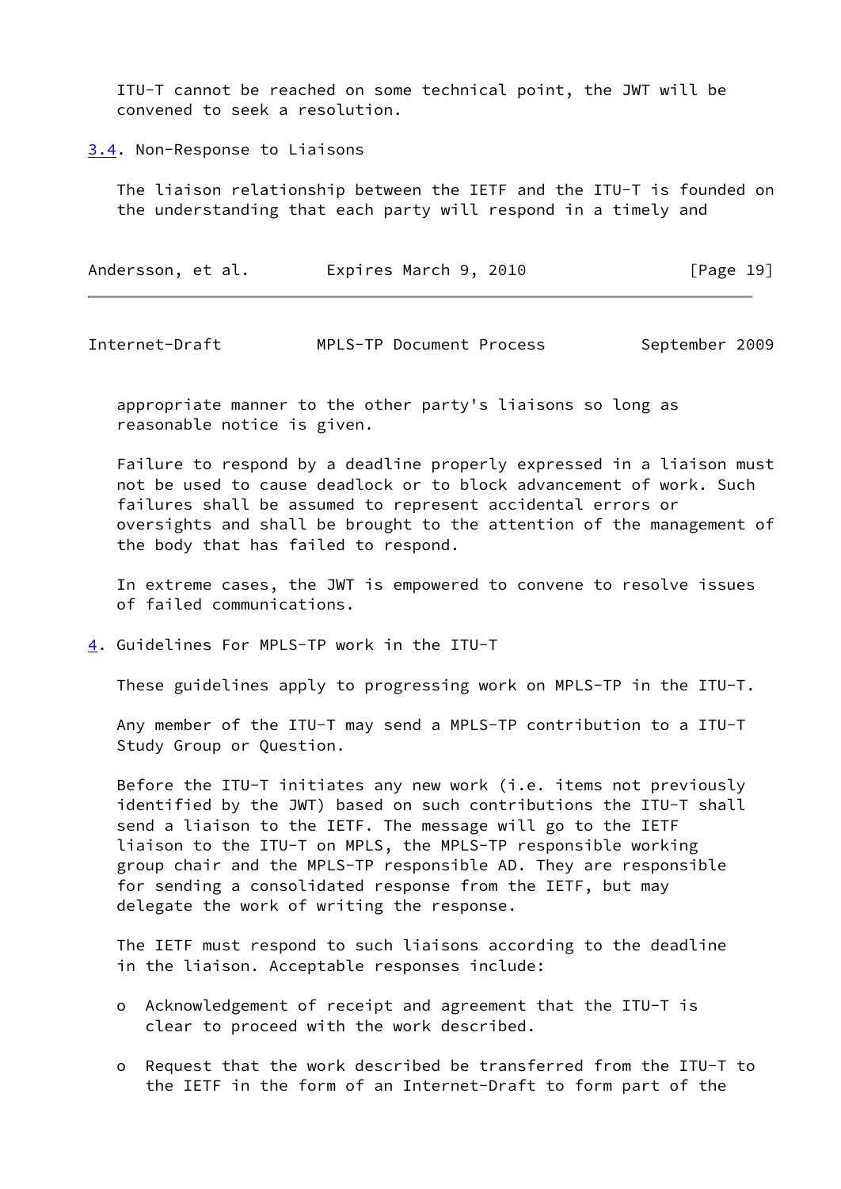ITU-T cannot be reached on some technical point, the JWT will be convened to seek a resolution.

### 3.4. Non-Response to Liaisons

The liaison relationship between the IETF and the ITU-T is founded on the understanding that each party will respond in a timely and appropriate manner to the other party's liaisons so long as reasonable notice is given.

Failure to respond by a deadline properly expressed in a liaison must not be used to cause deadlock or to block advancement of work. Such failures shall be assumed to represent accidental errors or oversights and shall be brought to the attention of the management of the body that has failed to respond.

In extreme cases, the JWT is empowered to convene to resolve issues of failed communications.

## 4. Guidelines For MPLS-TP work in the ITU-T

These guidelines apply to progressing work on MPLS-TP in the ITU-T.

Any member of the ITU-T may send a MPLS-TP contribution to a ITU-T Study Group or Question.

Before the ITU-T initiates any new work (i.e. items not previously identified by the JWT) based on such contributions the ITU-T shall send a liaison to the IETF. The message will go to the IETF liaison to the ITU-T on MPLS, the MPLS-TP responsible working group chair and the MPLS-TP responsible AD. They are responsible for sending a consolidated response from the IETF, but may delegate the work of writing the response.

The IETF must respond to such liaisons according to the deadline in the liaison. Acceptable responses include:

- Acknowledgement of receipt and agreement that the ITU-T is clear to proceed with the work described.
- Request that the work described be transferred from the ITU-T to the IETF in the form of an Internet-Draft to form part of the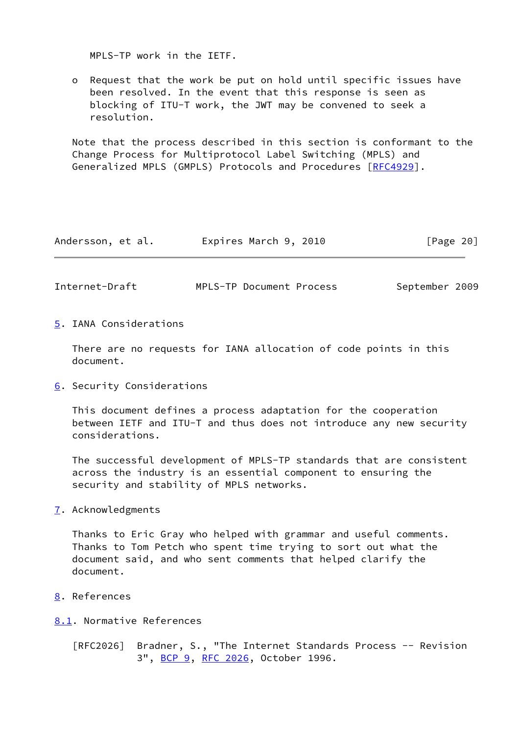MPLS-TP work in the IETF.

- Request that the work be put on hold until specific issues have been resolved. In the event that this response is seen as blocking of ITU-T work, the JWT may be convened to seek a resolution.

Note that the process described in this section is conformant to the Change Process for Multiprotocol Label Switching (MPLS) and Generalized MPLS (GMPLS) Protocols and Procedures [RFC4929].

## 5. IANA Considerations

There are no requests for IANA allocation of code points in this document.

## 6. Security Considerations

This document defines a process adaptation for the cooperation between IETF and ITU-T and thus does not introduce any new security considerations.

The successful development of MPLS-TP standards that are consistent across the industry is an essential component to ensuring the security and stability of MPLS networks.

## 7. Acknowledgments

Thanks to Eric Gray who helped with grammar and useful comments. Thanks to Tom Petch who spent time trying to sort out what the document said, and who sent comments that helped clarify the document.

## 8. References

### 8.1. Normative References

[RFC2026] Bradner, S., "The Internet Standards Process -- Revision 3", BCP 9, RFC 2026, October 1996.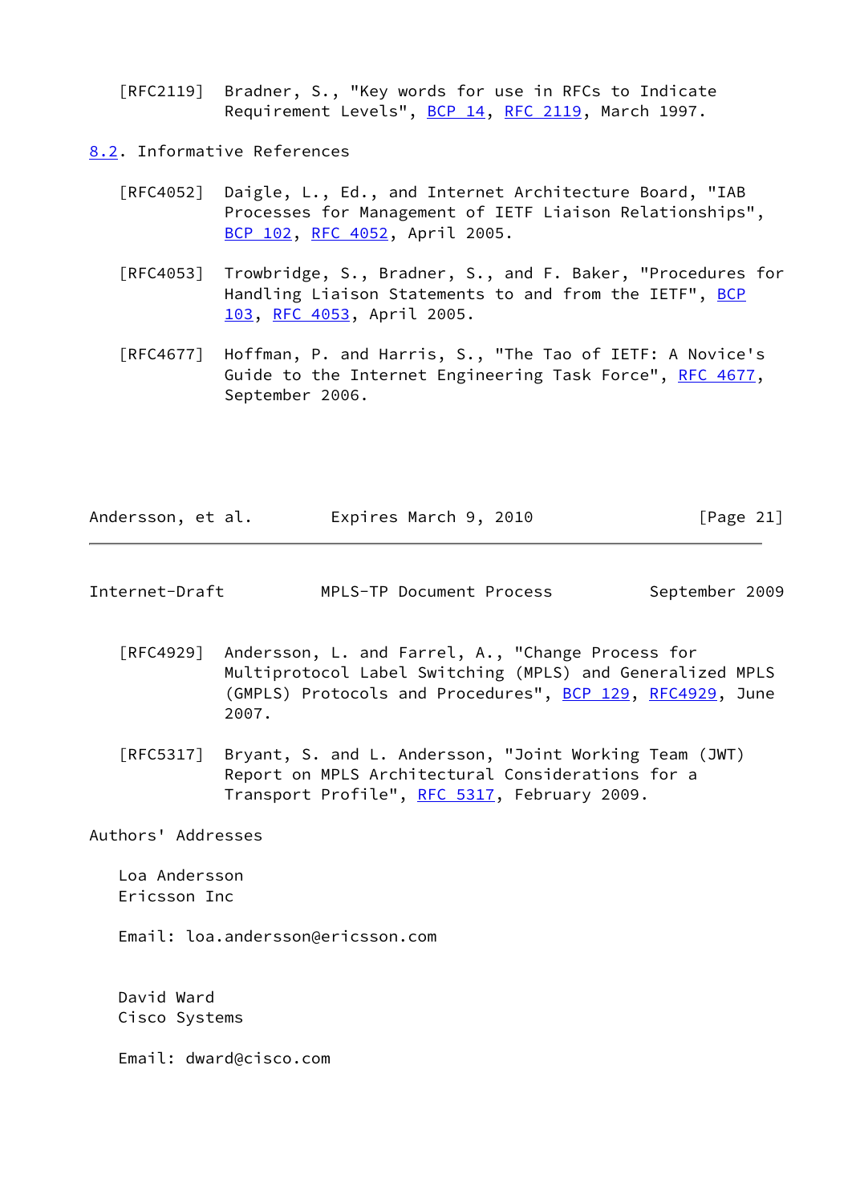[RFC2119] Bradner, S., "Key words for use in RFCs to Indicate Requirement Levels", BCP 14, RFC 2119, March 1997.

### 8.2. Informative References

[RFC4052] Daigle, L., Ed., and Internet Architecture Board, "IAB Processes for Management of IETF Liaison Relationships", BCP 102, RFC 4052, April 2005.

[RFC4053] Trowbridge, S., Bradner, S., and F. Baker, "Procedures for Handling Liaison Statements to and from the IETF", BCP 103, RFC 4053, April 2005.

[RFC4677] Hoffman, P. and Harris, S., "The Tao of IETF: A Novice's Guide to the Internet Engineering Task Force", RFC 4677, September 2006.

[RFC4929] Andersson, L. and Farrel, A., "Change Process for Multiprotocol Label Switching (MPLS) and Generalized MPLS (GMPLS) Protocols and Procedures", BCP 129, RFC4929, June 2007.

[RFC5317] Bryant, S. and L. Andersson, "Joint Working Team (JWT) Report on MPLS Architectural Considerations for a Transport Profile", RFC 5317, February 2009.

## Authors' Addresses

Loa Andersson
Ericsson Inc

Email: loa.andersson@ericsson.com

David Ward
Cisco Systems

Email: dward@cisco.com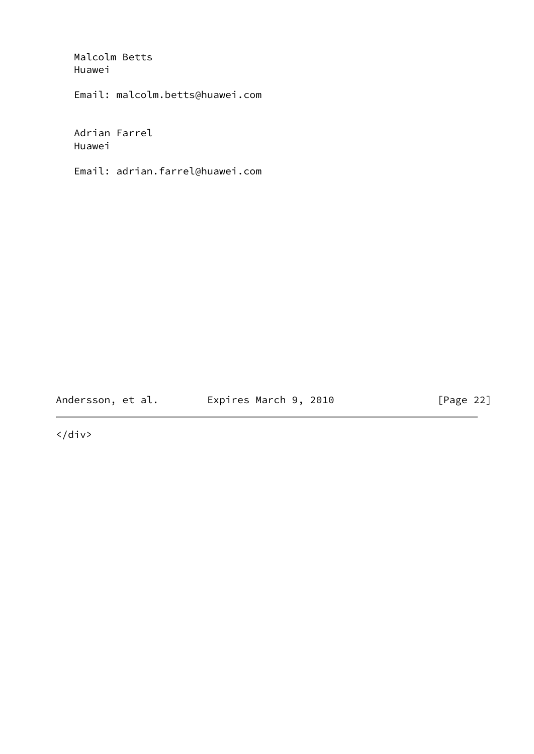Malcolm Betts
Huawei

Email: malcolm.betts@huawei.com

Adrian Farrel
Huawei

Email: adrian.farrel@huawei.com